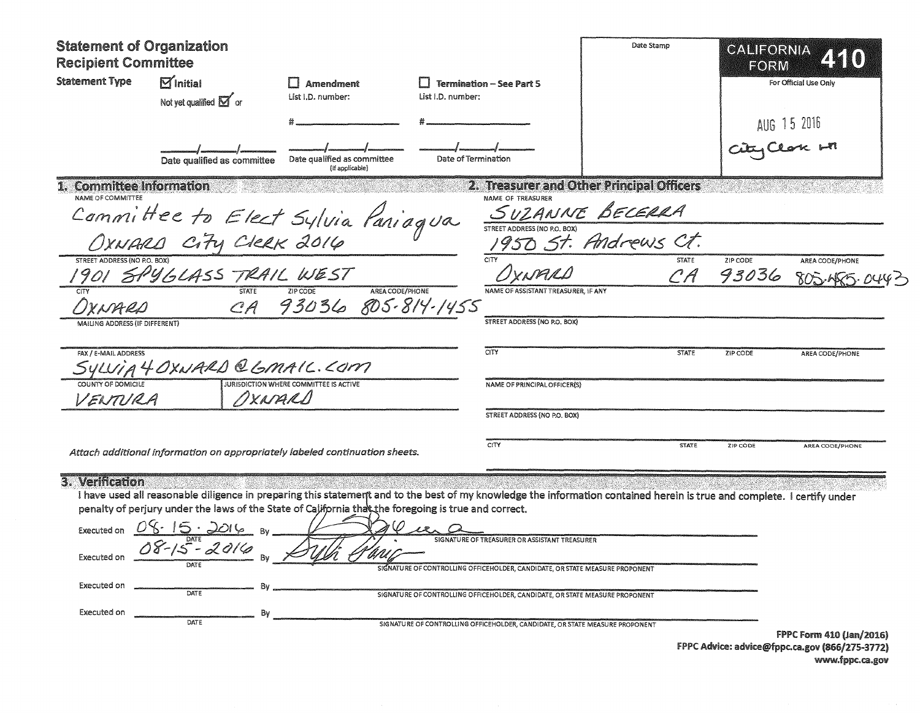# Statement of Organization Recipient Committee

**CALIFORNIA FORM 410**

For Official Use Only

AUG 15 2016
City Clerk

Date Stamp

**Statement Type**

- [x] **Initial** — Not yet qualified [x] or ___/___/___ Date qualified as committee
- [ ] **Amendment** — List I.D. number: # ______ ___/___/___ Date qualified as committee (If applicable)
- [ ] **Termination – See Part 5** — List I.D. number: # ______ ___/___/___ Date of Termination

## 1. Committee Information

NAME OF COMMITTEE
Committee to Elect Sylvia Paniagua Oxnard City Clerk 2016

STREET ADDRESS (NO P.O. BOX)
1901 SPYGLASS TRAIL WEST

| CITY | STATE | ZIP CODE | AREA CODE/PHONE |
|---|---|---|---|
| OXNARD | CA | 93036 | 805-814-1455 |

MAILING ADDRESS (IF DIFFERENT)

FAX / E-MAIL ADDRESS
SYLVIA4OXNARD@GMAIL.COM

| COUNTY OF DOMICILE | JURISDICTION WHERE COMMITTEE IS ACTIVE |
|---|---|
| VENTURA | OXNARD |

*Attach additional information on appropriately labeled continuation sheets.*

## 2. Treasurer and Other Principal Officers

NAME OF TREASURER
SUZANNE BECERRA

STREET ADDRESS (NO P.O. BOX)
1950 St. Andrews Ct.

| CITY | STATE | ZIP CODE | AREA CODE/PHONE |
|---|---|---|---|
| OXNARD | CA | 93036 | 805-485-0443 |

NAME OF ASSISTANT TREASURER, IF ANY

STREET ADDRESS (NO P.O. BOX)

| CITY | STATE | ZIP CODE | AREA CODE/PHONE |
|---|---|---|---|
| | | | |

NAME OF PRINCIPAL OFFICER(S)

STREET ADDRESS (NO P.O. BOX)

| CITY | STATE | ZIP CODE | AREA CODE/PHONE |
|---|---|---|---|
| | | | |

## 3. Verification

I have used all reasonable diligence in preparing this statement and to the best of my knowledge the information contained herein is true and complete. I certify under penalty of perjury under the laws of the State of California that the foregoing is true and correct.

Executed on 08-15-2016 By [signature] — SIGNATURE OF TREASURER OR ASSISTANT TREASURER

Executed on 08-15-2016 By [signature] — SIGNATURE OF CONTROLLING OFFICEHOLDER, CANDIDATE, OR STATE MEASURE PROPONENT

Executed on ______ By ______ — SIGNATURE OF CONTROLLING OFFICEHOLDER, CANDIDATE, OR STATE MEASURE PROPONENT

Executed on ______ By ______ — SIGNATURE OF CONTROLLING OFFICEHOLDER, CANDIDATE, OR STATE MEASURE PROPONENT

**FPPC Form 410 (Jan/2016)**
**FPPC Advice: advice@fppc.ca.gov (866/275-3772)**
**www.fppc.ca.gov**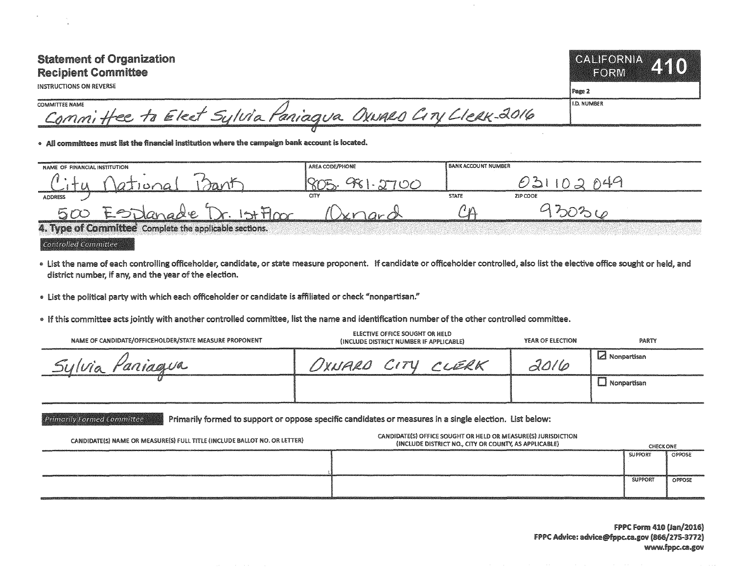# Statement of Organization
## Recipient Committee

INSTRUCTIONS ON REVERSE

**CALIFORNIA FORM 410**

Page 2

| COMMITTEE NAME | I.D. NUMBER |
|---|---|
| Committee to Elect Sylvia Paniagua Oxnard City Clerk-2016 | |

- **All committees must list the financial institution where the campaign bank account is located.**

| NAME OF FINANCIAL INSTITUTION | AREA CODE/PHONE | BANK ACCOUNT NUMBER | |
|---|---|---|---|
| City National Bank | 805-981-2700 | 031102049 | |
| **ADDRESS** | **CITY** | **STATE** | **ZIP CODE** |
| 500 Esplanade Dr. 1st Floor | Oxnard | CA | 93036 |

### 4. Type of Committee

Complete the applicable sections.

*Controlled Committee*

- List the name of each controlling officeholder, candidate, or state measure proponent. If candidate or officeholder controlled, also list the elective office sought or held, and district number, if any, and the year of the election.
- List the political party with which each officeholder or candidate is affiliated or check "nonpartisan."
- If this committee acts jointly with another controlled committee, list the name and identification number of the other controlled committee.

| NAME OF CANDIDATE/OFFICEHOLDER/STATE MEASURE PROPONENT | ELECTIVE OFFICE SOUGHT OR HELD (INCLUDE DISTRICT NUMBER IF APPLICABLE) | YEAR OF ELECTION | PARTY |
|---|---|---|---|
| Sylvia Paniagua | OXNARD CITY CLERK | 2016 | ☑ Nonpartisan |
| | | | ☐ Nonpartisan |

*Primarily Formed Committee* Primarily formed to support or oppose specific candidates or measures in a single election. List below:

| CANDIDATE(S) NAME OR MEASURE(S) FULL TITLE (INCLUDE BALLOT NO. OR LETTER) | CANDIDATE(S) OFFICE SOUGHT OR HELD OR MEASURE(S) JURISDICTION (INCLUDE DISTRICT NO., CITY OR COUNTY, AS APPLICABLE) | CHECK ONE: SUPPORT | OPPOSE |
|---|---|---|---|
| | | SUPPORT | OPPOSE |
| | | SUPPORT | OPPOSE |

FPPC Form 410 (Jan/2016)
FPPC Advice: advice@fppc.ca.gov (866/275-3772)
www.fppc.ca.gov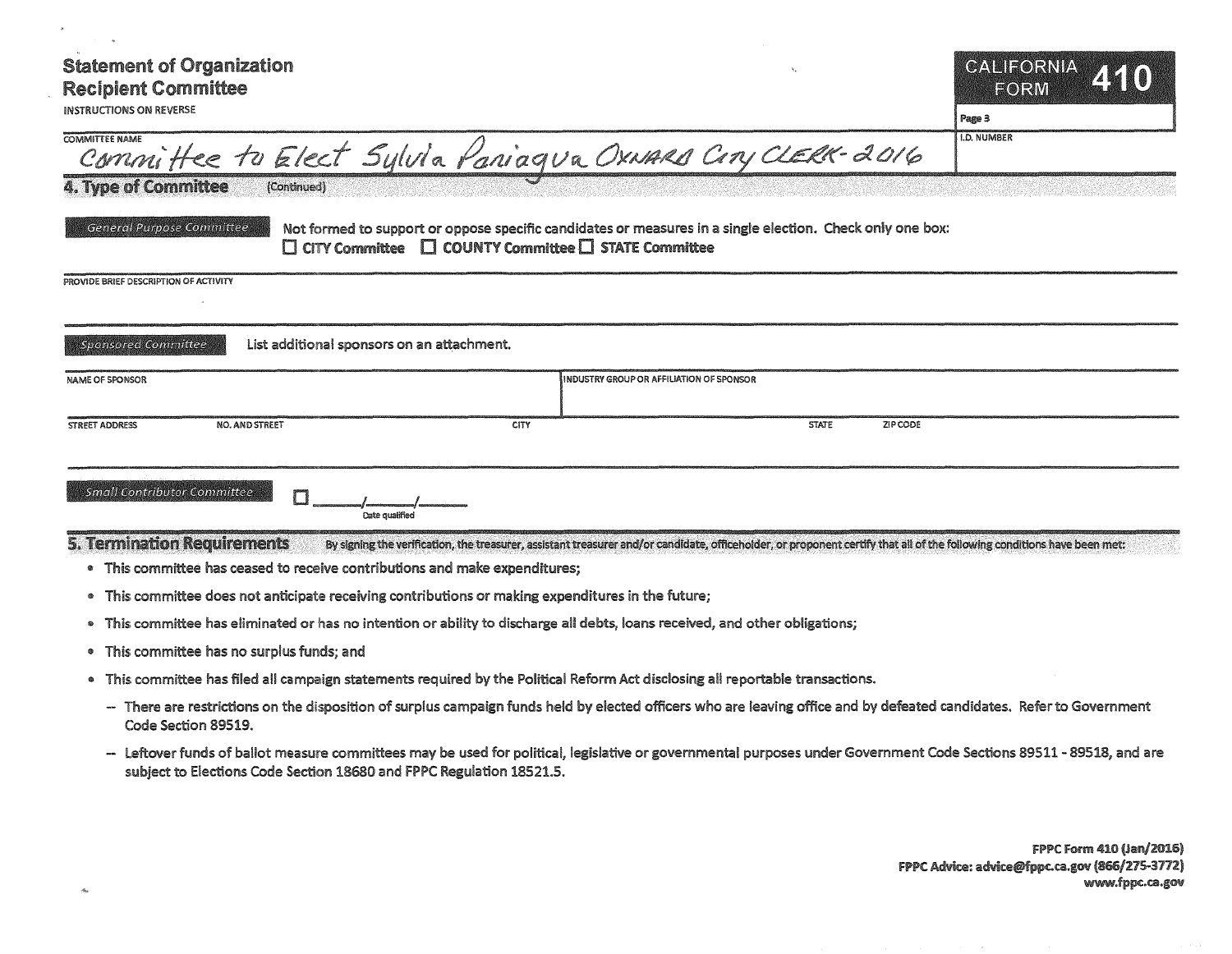**Statement of Organization**
**Recipient Committee**

INSTRUCTIONS ON REVERSE

**CALIFORNIA FORM 410**

Page 3

COMMITTEE NAME

Committee to Elect Sylvia Paniagua Oxnard City CLERK-2016

I.D. NUMBER

## 4. Type of Committee (Continued)

**General Purpose Committee** Not formed to support or oppose specific candidates or measures in a single election. Check only one box:

☐ **CITY Committee** ☐ **COUNTY Committee** ☐ **STATE Committee**

PROVIDE BRIEF DESCRIPTION OF ACTIVITY

**Sponsored Committee** List additional sponsors on an attachment.

| NAME OF SPONSOR | INDUSTRY GROUP OR AFFILIATION OF SPONSOR |
| --- | --- |
| | |

| STREET ADDRESS NO. AND STREET | CITY | STATE | ZIP CODE |
| --- | --- | --- | --- |
| | | | |

**Small Contributor Committee** ☐ ____/____/____ Date qualified

## 5. Termination Requirements

By signing the verification, the treasurer, assistant treasurer and/or candidate, officeholder, or proponent certify that all of the following conditions have been met:

- This committee has ceased to receive contributions and make expenditures;
- This committee does not anticipate receiving contributions or making expenditures in the future;
- This committee has eliminated or has no intention or ability to discharge all debts, loans received, and other obligations;
- This committee has no surplus funds; and
- This committee has filed all campaign statements required by the Political Reform Act disclosing all reportable transactions.
  - There are restrictions on the disposition of surplus campaign funds held by elected officers who are leaving office and by defeated candidates. Refer to Government Code Section 89519.
  - Leftover funds of ballot measure committees may be used for political, legislative or governmental purposes under Government Code Sections 89511 - 89518, and are subject to Elections Code Section 18680 and FPPC Regulation 18521.5.

**FPPC Form 410 (Jan/2016)**
**FPPC Advice: advice@fppc.ca.gov (866/275-3772)**
**www.fppc.ca.gov**